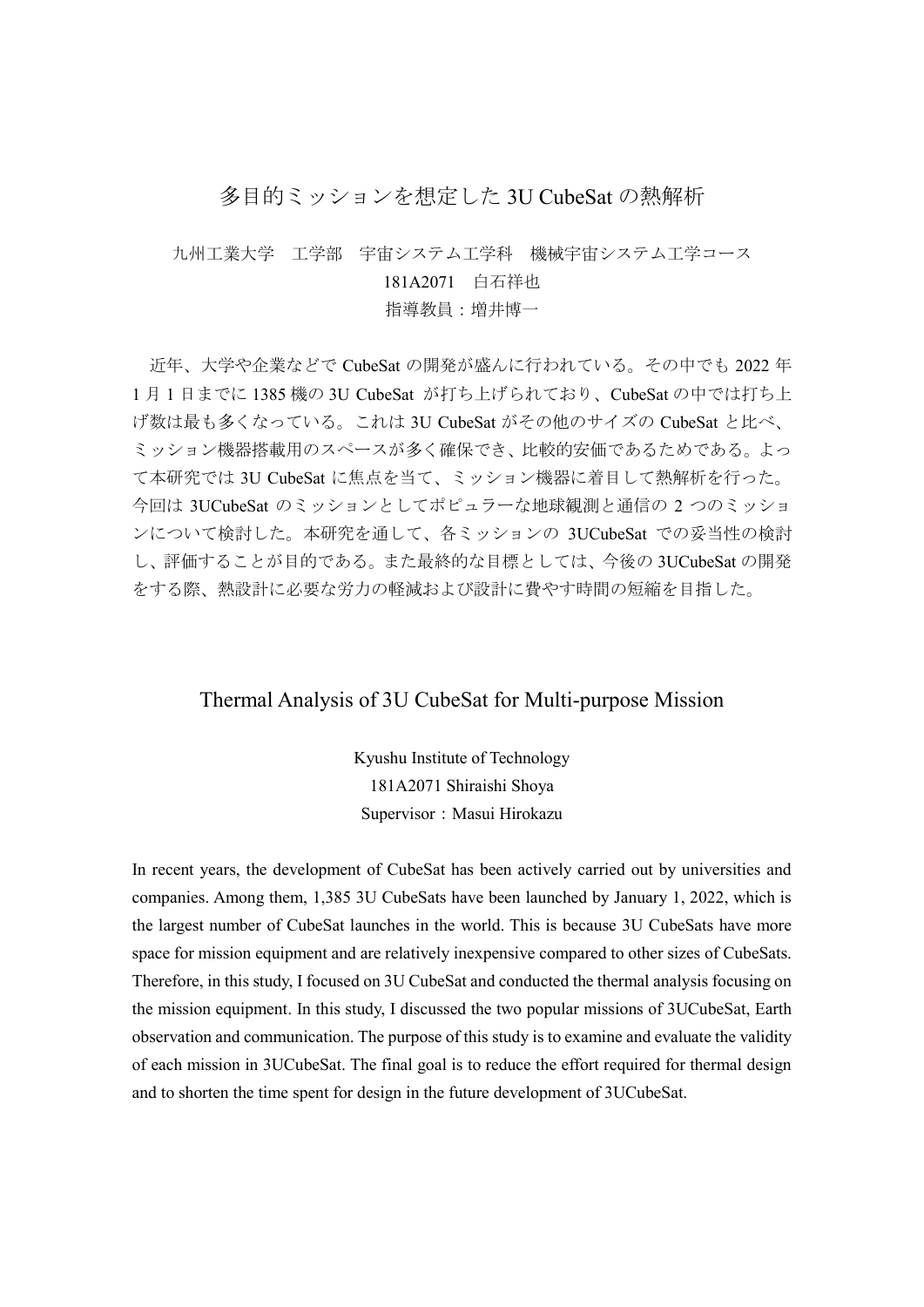# 多目的ミッションを想定した 3U CubeSat の熱解析

九州工業大学　工学部　宇宙システム工学科　機械宇宙システム工学コース

181A2071　白石祥也

指導教員：増井博一

近年、大学や企業などで CubeSat の開発が盛んに行われている。その中でも 2022 年 1 月 1 日までに 1385 機の 3U CubeSat が打ち上げられており、CubeSat の中では打ち上げ数は最も多くなっている。これは 3U CubeSat がその他のサイズの CubeSat と比べ、ミッション機器搭載用のスペースが多く確保でき、比較的安価であるためである。よって本研究では 3U CubeSat に焦点を当て、ミッション機器に着目して熱解析を行った。今回は 3UCubeSat のミッションとしてポピュラーな地球観測と通信の 2 つのミッションについて検討した。本研究を通して、各ミッションの 3UCubeSat での妥当性の検討し、評価することが目的である。また最終的な目標としては、今後の 3UCubeSat の開発をする際、熱設計に必要な労力の軽減および設計に費やす時間の短縮を目指した。

# Thermal Analysis of 3U CubeSat for Multi-purpose Mission

Kyushu Institute of Technology

181A2071 Shiraishi Shoya

Supervisor：Masui Hirokazu

In recent years, the development of CubeSat has been actively carried out by universities and companies. Among them, 1,385 3U CubeSats have been launched by January 1, 2022, which is the largest number of CubeSat launches in the world. This is because 3U CubeSats have more space for mission equipment and are relatively inexpensive compared to other sizes of CubeSats. Therefore, in this study, I focused on 3U CubeSat and conducted the thermal analysis focusing on the mission equipment. In this study, I discussed the two popular missions of 3UCubeSat, Earth observation and communication. The purpose of this study is to examine and evaluate the validity of each mission in 3UCubeSat. The final goal is to reduce the effort required for thermal design and to shorten the time spent for design in the future development of 3UCubeSat.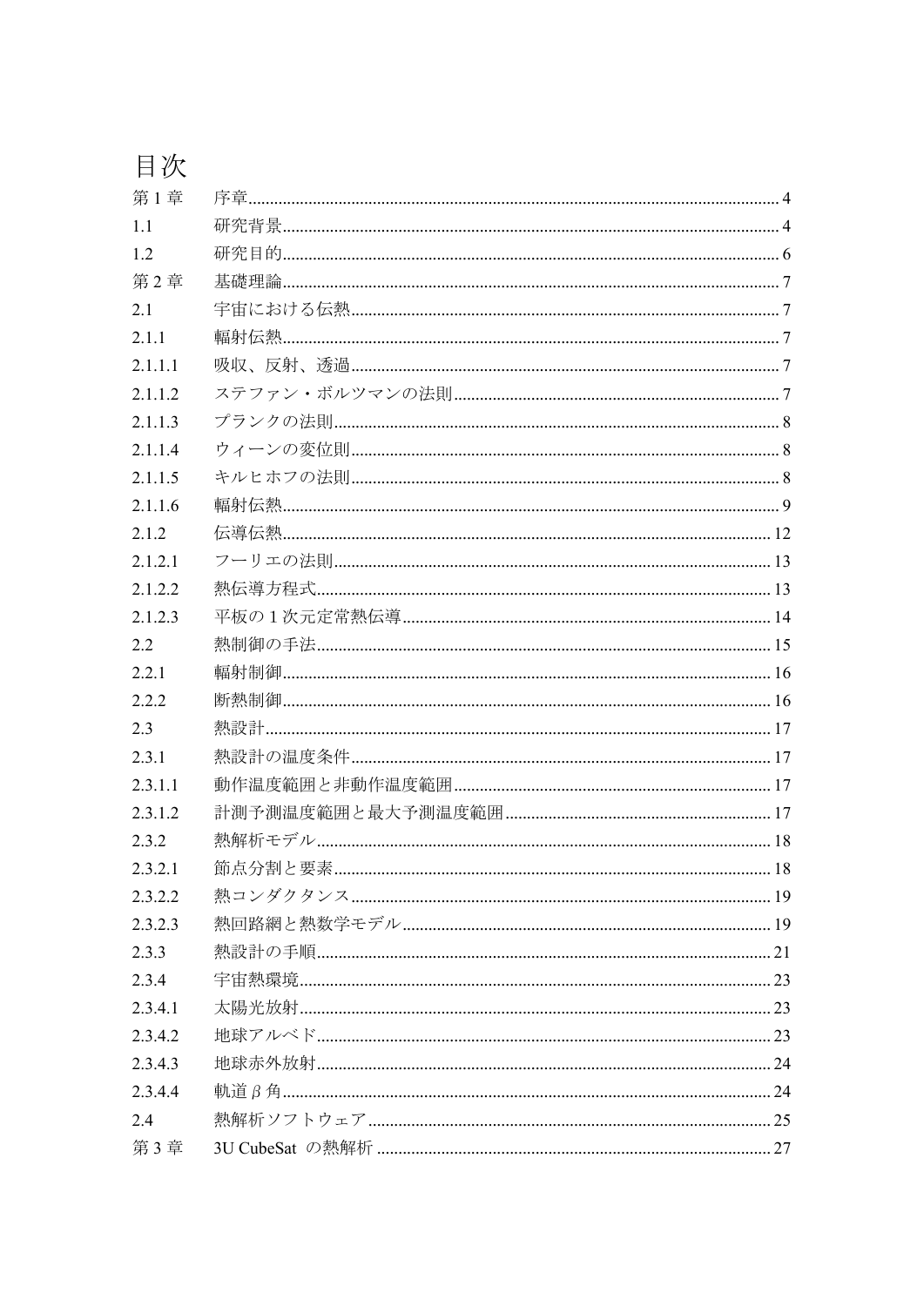# 目次

| | | |
|---|---|---|
| 第 1 章 | 序章 | 4 |
| 1.1 | 研究背景 | 4 |
| 1.2 | 研究目的 | 6 |
| 第 2 章 | 基礎理論 | 7 |
| 2.1 | 宇宙における伝熱 | 7 |
| 2.1.1 | 輻射伝熱 | 7 |
| 2.1.1.1 | 吸収、反射、透過 | 7 |
| 2.1.1.2 | ステファン・ボルツマンの法則 | 7 |
| 2.1.1.3 | プランクの法則 | 8 |
| 2.1.1.4 | ウィーンの変位則 | 8 |
| 2.1.1.5 | キルヒホフの法則 | 8 |
| 2.1.1.6 | 輻射伝熱 | 9 |
| 2.1.2 | 伝導伝熱 | 12 |
| 2.1.2.1 | フーリエの法則 | 13 |
| 2.1.2.2 | 熱伝導方程式 | 13 |
| 2.1.2.3 | 平板の１次元定常熱伝導 | 14 |
| 2.2 | 熱制御の手法 | 15 |
| 2.2.1 | 輻射制御 | 16 |
| 2.2.2 | 断熱制御 | 16 |
| 2.3 | 熱設計 | 17 |
| 2.3.1 | 熱設計の温度条件 | 17 |
| 2.3.1.1 | 動作温度範囲と非動作温度範囲 | 17 |
| 2.3.1.2 | 計測予測温度範囲と最大予測温度範囲 | 17 |
| 2.3.2 | 熱解析モデル | 18 |
| 2.3.2.1 | 節点分割と要素 | 18 |
| 2.3.2.2 | 熱コンダクタンス | 19 |
| 2.3.2.3 | 熱回路網と熱数学モデル | 19 |
| 2.3.3 | 熱設計の手順 | 21 |
| 2.3.4 | 宇宙熱環境 | 23 |
| 2.3.4.1 | 太陽光放射 | 23 |
| 2.3.4.2 | 地球アルベド | 23 |
| 2.3.4.3 | 地球赤外放射 | 24 |
| 2.3.4.4 | 軌道 $\beta$ 角 | 24 |
| 2.4 | 熱解析ソフトウェア | 25 |
| 第 3 章 | 3U CubeSat の熱解析 | 27 |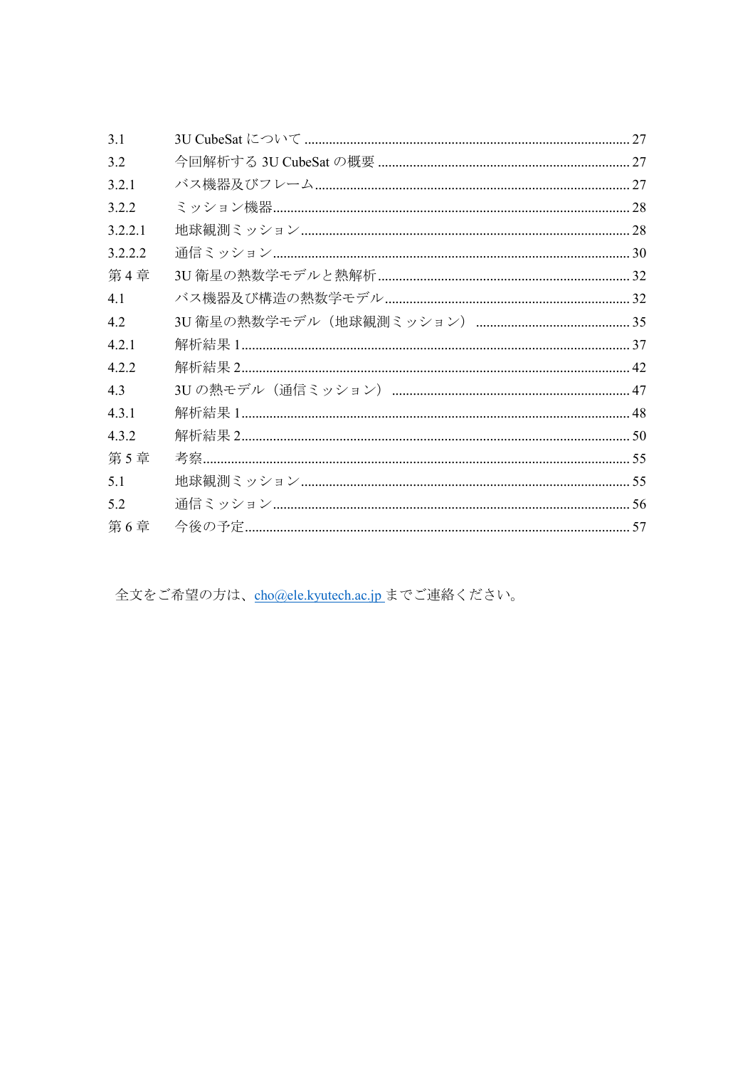| | | |
|---|---|---|
| 3.1 | 3U CubeSat について | 27 |
| 3.2 | 今回解析する 3U CubeSat の概要 | 27 |
| 3.2.1 | バス機器及びフレーム | 27 |
| 3.2.2 | ミッション機器 | 28 |
| 3.2.2.1 | 地球観測ミッション | 28 |
| 3.2.2.2 | 通信ミッション | 30 |
| 第 4 章 | 3U 衛星の熱数学モデルと熱解析 | 32 |
| 4.1 | バス機器及び構造の熱数学モデル | 32 |
| 4.2 | 3U 衛星の熱数学モデル（地球観測ミッション） | 35 |
| 4.2.1 | 解析結果 1 | 37 |
| 4.2.2 | 解析結果 2 | 42 |
| 4.3 | 3U の熱モデル（通信ミッション） | 47 |
| 4.3.1 | 解析結果 1 | 48 |
| 4.3.2 | 解析結果 2 | 50 |
| 第 5 章 | 考察 | 55 |
| 5.1 | 地球観測ミッション | 55 |
| 5.2 | 通信ミッション | 56 |
| 第 6 章 | 今後の予定 | 57 |

全文をご希望の方は、cho@ele.kyutech.ac.jp までご連絡ください。